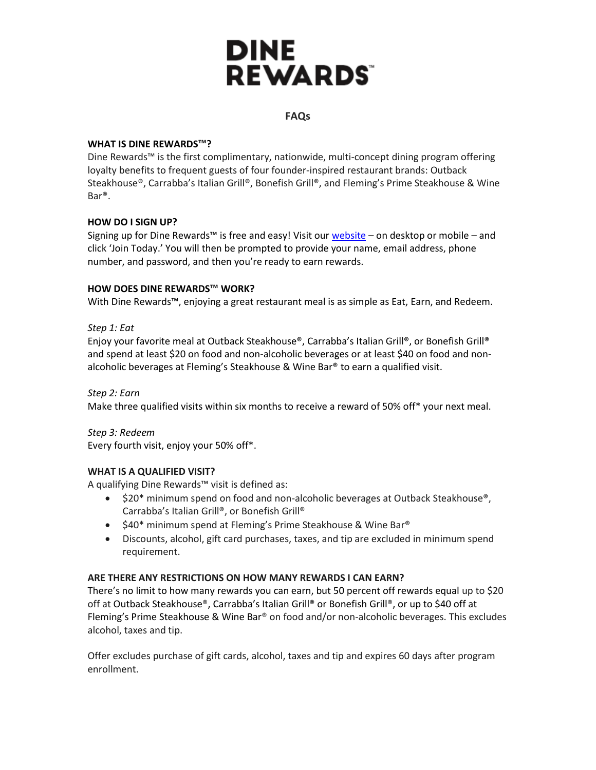# DINE REWARDS™

## FAQs

**WHAT IS DINE REWARDS™?**

Dine Rewards™ is the first complimentary, nationwide, multi-concept dining program offering loyalty benefits to frequent guests of four founder-inspired restaurant brands: Outback Steakhouse®, Carrabba's Italian Grill®, Bonefish Grill®, and Fleming's Prime Steakhouse & Wine Bar®.

**HOW DO I SIGN UP?**

Signing up for Dine Rewards™ is free and easy! Visit our website – on desktop or mobile – and click 'Join Today.' You will then be prompted to provide your name, email address, phone number, and password, and then you're ready to earn rewards.

**HOW DOES DINE REWARDS™ WORK?**

With Dine Rewards™, enjoying a great restaurant meal is as simple as Eat, Earn, and Redeem.

*Step 1: Eat*

Enjoy your favorite meal at Outback Steakhouse®, Carrabba's Italian Grill®, or Bonefish Grill® and spend at least $20 on food and non-alcoholic beverages or at least $40 on food and non-alcoholic beverages at Fleming's Steakhouse & Wine Bar® to earn a qualified visit.

*Step 2: Earn*

Make three qualified visits within six months to receive a reward of 50% off* your next meal.

*Step 3: Redeem*

Every fourth visit, enjoy your 50% off*.

**WHAT IS A QUALIFIED VISIT?**

A qualifying Dine Rewards™ visit is defined as:

- $20* minimum spend on food and non-alcoholic beverages at Outback Steakhouse®, Carrabba's Italian Grill®, or Bonefish Grill®
- $40* minimum spend at Fleming's Prime Steakhouse & Wine Bar®
- Discounts, alcohol, gift card purchases, taxes, and tip are excluded in minimum spend requirement.

**ARE THERE ANY RESTRICTIONS ON HOW MANY REWARDS I CAN EARN?**

There's no limit to how many rewards you can earn, but 50 percent off rewards equal up to $20 off at Outback Steakhouse®, Carrabba's Italian Grill® or Bonefish Grill®, or up to $40 off at Fleming's Prime Steakhouse & Wine Bar® on food and/or non-alcoholic beverages. This excludes alcohol, taxes and tip.

Offer excludes purchase of gift cards, alcohol, taxes and tip and expires 60 days after program enrollment.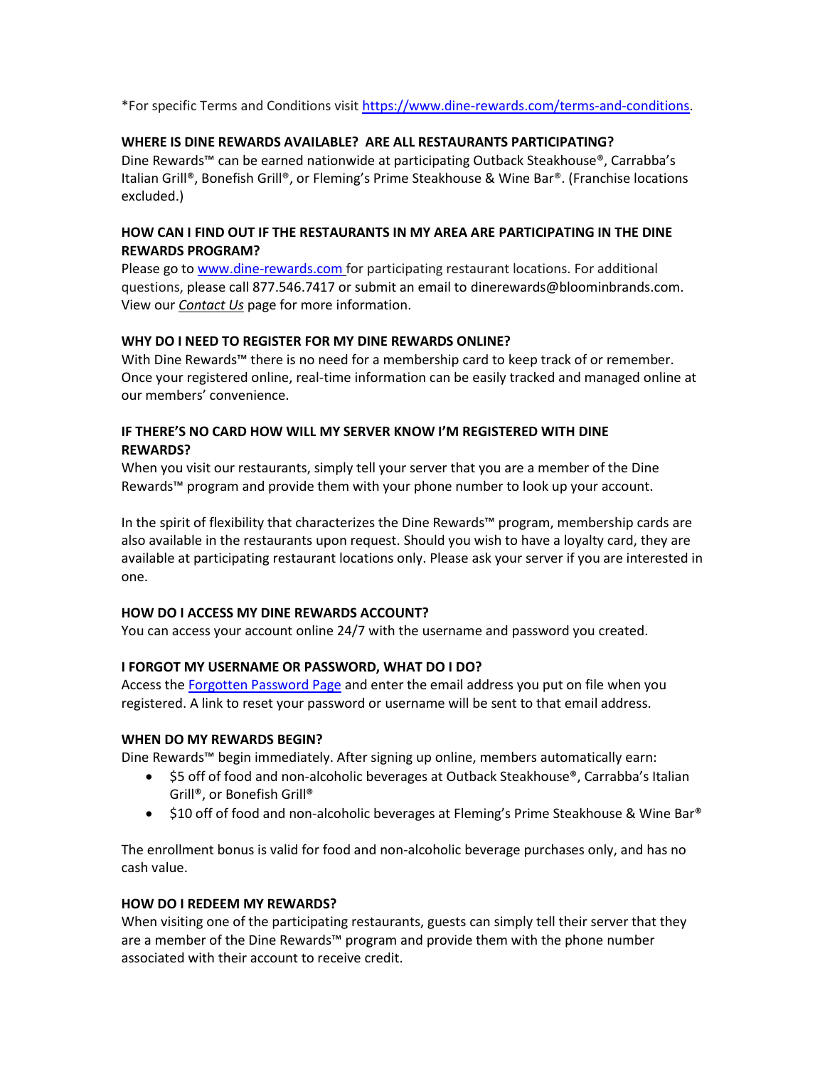*For specific Terms and Conditions visit [https://www.dine-rewards.com/terms-and-conditions](https://www.dine-rewards.com/terms-and-conditions).

### WHERE IS DINE REWARDS AVAILABLE? ARE ALL RESTAURANTS PARTICIPATING?

Dine Rewards™ can be earned nationwide at participating Outback Steakhouse®, Carrabba's Italian Grill®, Bonefish Grill®, or Fleming's Prime Steakhouse & Wine Bar®. (Franchise locations excluded.)

### HOW CAN I FIND OUT IF THE RESTAURANTS IN MY AREA ARE PARTICIPATING IN THE DINE REWARDS PROGRAM?

Please go to [www.dine-rewards.com](www.dine-rewards.com) for participating restaurant locations. For additional questions, please call 877.546.7417 or submit an email to dinerewards@bloominbrands.com. View our ***Contact Us*** page for more information.

### WHY DO I NEED TO REGISTER FOR MY DINE REWARDS ONLINE?

With Dine Rewards™ there is no need for a membership card to keep track of or remember. Once your registered online, real-time information can be easily tracked and managed online at our members' convenience.

### IF THERE'S NO CARD HOW WILL MY SERVER KNOW I'M REGISTERED WITH DINE REWARDS?

When you visit our restaurants, simply tell your server that you are a member of the Dine Rewards™ program and provide them with your phone number to look up your account.

In the spirit of flexibility that characterizes the Dine Rewards™ program, membership cards are also available in the restaurants upon request. Should you wish to have a loyalty card, they are available at participating restaurant locations only. Please ask your server if you are interested in one.

### HOW DO I ACCESS MY DINE REWARDS ACCOUNT?

You can access your account online 24/7 with the username and password you created.

### I FORGOT MY USERNAME OR PASSWORD, WHAT DO I DO?

Access the Forgotten Password Page and enter the email address you put on file when you registered. A link to reset your password or username will be sent to that email address.

### WHEN DO MY REWARDS BEGIN?

Dine Rewards™ begin immediately. After signing up online, members automatically earn:

- $5 off of food and non-alcoholic beverages at Outback Steakhouse®, Carrabba's Italian Grill®, or Bonefish Grill®
- $10 off of food and non-alcoholic beverages at Fleming's Prime Steakhouse & Wine Bar®

The enrollment bonus is valid for food and non-alcoholic beverage purchases only, and has no cash value.

### HOW DO I REDEEM MY REWARDS?

When visiting one of the participating restaurants, guests can simply tell their server that they are a member of the Dine Rewards™ program and provide them with the phone number associated with their account to receive credit.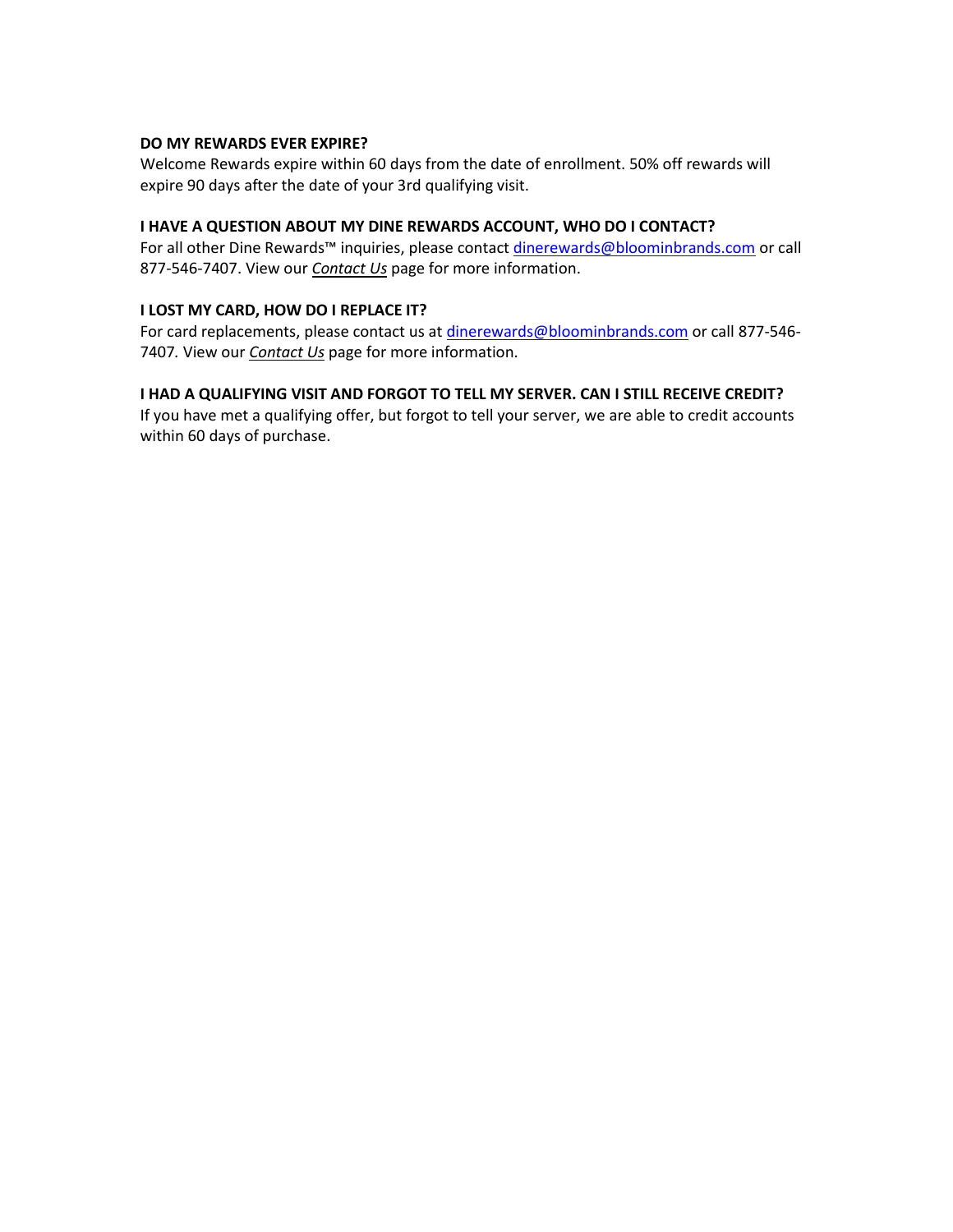**DO MY REWARDS EVER EXPIRE?**

Welcome Rewards expire within 60 days from the date of enrollment. 50% off rewards will expire 90 days after the date of your 3rd qualifying visit.

**I HAVE A QUESTION ABOUT MY DINE REWARDS ACCOUNT, WHO DO I CONTACT?**

For all other Dine Rewards™ inquiries, please contact dinerewards@bloominbrands.com or call 877-546-7407. View our ***Contact Us*** page for more information.

**I LOST MY CARD, HOW DO I REPLACE IT?**

For card replacements, please contact us at dinerewards@bloominbrands.com or call 877-546-7407. View our ***Contact Us*** page for more information.

**I HAD A QUALIFYING VISIT AND FORGOT TO TELL MY SERVER. CAN I STILL RECEIVE CREDIT?**

If you have met a qualifying offer, but forgot to tell your server, we are able to credit accounts within 60 days of purchase.